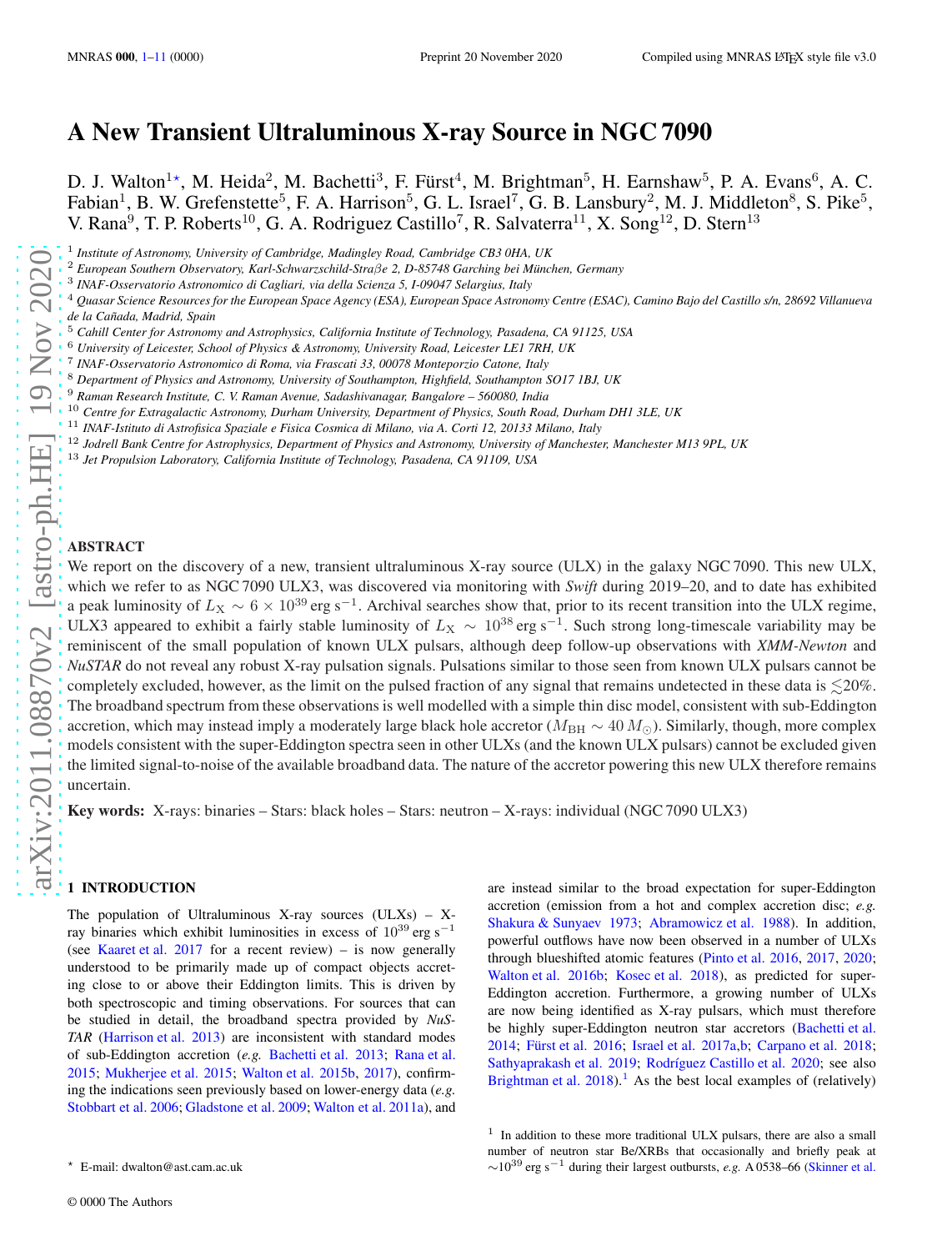# A New Transient Ultraluminous X-ray Source in NGC 7090

D. J. Walton[1*], M. Heida[2], M. Bachetti[3], F. Fürst[4], M. Brightman[5], H. Earnshaw[5], P. A. Evans[6], A. C. Fabian[1], B. W. Grefenstette[5], F. A. Harrison[5], G. L. Israel[7], G. B. Lansbury[2], M. J. Middleton[8], S. Pike[5], V. Rana[9], T. P. Roberts[10], G. A. Rodriguez Castillo[7], R. Salvaterra[11], X. Song[12], D. Stern[13]

[1] *Institute of Astronomy, University of Cambridge, Madingley Road, Cambridge CB3 0HA, UK*
[2] *European Southern Observatory, Karl-Schwarzschild-Straβe 2, D-85748 Garching bei München, Germany*
[3] *INAF-Osservatorio Astronomico di Cagliari, via della Scienza 5, I-09047 Selargius, Italy*
[4] *Quasar Science Resources for the European Space Agency (ESA), European Space Astronomy Centre (ESAC), Camino Bajo del Castillo s/n, 28692 Villanueva de la Cañada, Madrid, Spain*
[5] *Cahill Center for Astronomy and Astrophysics, California Institute of Technology, Pasadena, CA 91125, USA*
[6] *University of Leicester, School of Physics & Astronomy, University Road, Leicester LE1 7RH, UK*
[7] *INAF-Osservatorio Astronomico di Roma, via Frascati 33, 00078 Monteporzio Catone, Italy*
[8] *Department of Physics and Astronomy, University of Southampton, Highfield, Southampton SO17 1BJ, UK*
[9] *Raman Research Institute, C. V. Raman Avenue, Sadashivanagar, Bangalore – 560080, India*
[10] *Centre for Extragalactic Astronomy, Durham University, Department of Physics, South Road, Durham DH1 3LE, UK*
[11] *INAF-Istituto di Astrofisica Spaziale e Fisica Cosmica di Milano, via A. Corti 12, 20133 Milano, Italy*
[12] *Jodrell Bank Centre for Astrophysics, Department of Physics and Astronomy, University of Manchester, Manchester M13 9PL, UK*
[13] *Jet Propulsion Laboratory, California Institute of Technology, Pasadena, CA 91109, USA*

## ABSTRACT

We report on the discovery of a new, transient ultraluminous X-ray source (ULX) in the galaxy NGC 7090. This new ULX, which we refer to as NGC 7090 ULX3, was discovered via monitoring with *Swift* during 2019–20, and to date has exhibited a peak luminosity of $L_{\rm X} \sim 6 \times 10^{39}$ erg s$^{-1}$. Archival searches show that, prior to its recent transition into the ULX regime, ULX3 appeared to exhibit a fairly stable luminosity of $L_{\rm X} \sim 10^{38}$ erg s$^{-1}$. Such strong long-timescale variability may be reminiscent of the small population of known ULX pulsars, although deep follow-up observations with *XMM-Newton* and *NuSTAR* do not reveal any robust X-ray pulsation signals. Pulsations similar to those seen from known ULX pulsars cannot be completely excluded, however, as the limit on the pulsed fraction of any signal that remains undetected in these data is $\lesssim$20%. The broadband spectrum from these observations is well modelled with a simple thin disc model, consistent with sub-Eddington accretion, which may instead imply a moderately large black hole accretor ($M_{\rm BH} \sim 40\,M_\odot$). Similarly, though, more complex models consistent with the super-Eddington spectra seen in other ULXs (and the known ULX pulsars) cannot be excluded given the limited signal-to-noise of the available broadband data. The nature of the accretor powering this new ULX therefore remains uncertain.

**Key words:** X-rays: binaries – Stars: black holes – Stars: neutron – X-rays: individual (NGC 7090 ULX3)

## 1 INTRODUCTION

The population of Ultraluminous X-ray sources (ULXs) – X-ray binaries which exhibit luminosities in excess of $10^{39}$ erg s$^{-1}$ (see Kaaret et al. 2017 for a recent review) – is now generally understood to be primarily made up of compact objects accreting close to or above their Eddington limits. This is driven by both spectroscopic and timing observations. For sources that can be studied in detail, the broadband spectra provided by *NuSTAR* (Harrison et al. 2013) are inconsistent with standard modes of sub-Eddington accretion (*e.g.* Bachetti et al. 2013; Rana et al. 2015; Mukherjee et al. 2015; Walton et al. 2015b, 2017), confirming the indications seen previously based on lower-energy data (*e.g.* Stobbart et al. 2006; Gladstone et al. 2009; Walton et al. 2011a), and are instead similar to the broad expectation for super-Eddington accretion (emission from a hot and complex accretion disc; *e.g.* Shakura & Sunyaev 1973; Abramowicz et al. 1988). In addition, powerful outflows have now been observed in a number of ULXs through blueshifted atomic features (Pinto et al. 2016, 2017, 2020; Walton et al. 2016b; Kosec et al. 2018), as predicted for super-Eddington accretion. Furthermore, a growing number of ULXs are now being identified as X-ray pulsars, which must therefore be highly super-Eddington neutron star accretors (Bachetti et al. 2014; Fürst et al. 2016; Israel et al. 2017a,b; Carpano et al. 2018; Sathyaprakash et al. 2019; Rodríguez Castillo et al. 2020; see also Brightman et al. 2018).[1] As the best local examples of (relatively)

[1] In addition to these more traditional ULX pulsars, there are also a small number of neutron star Be/XRBs that occasionally and briefly peak at $\sim 10^{39}$ erg s$^{-1}$ during their largest outbursts, *e.g.* A 0538–66 (Skinner et al.

* E-mail: dwalton@ast.cam.ac.uk

© 0000 The Authors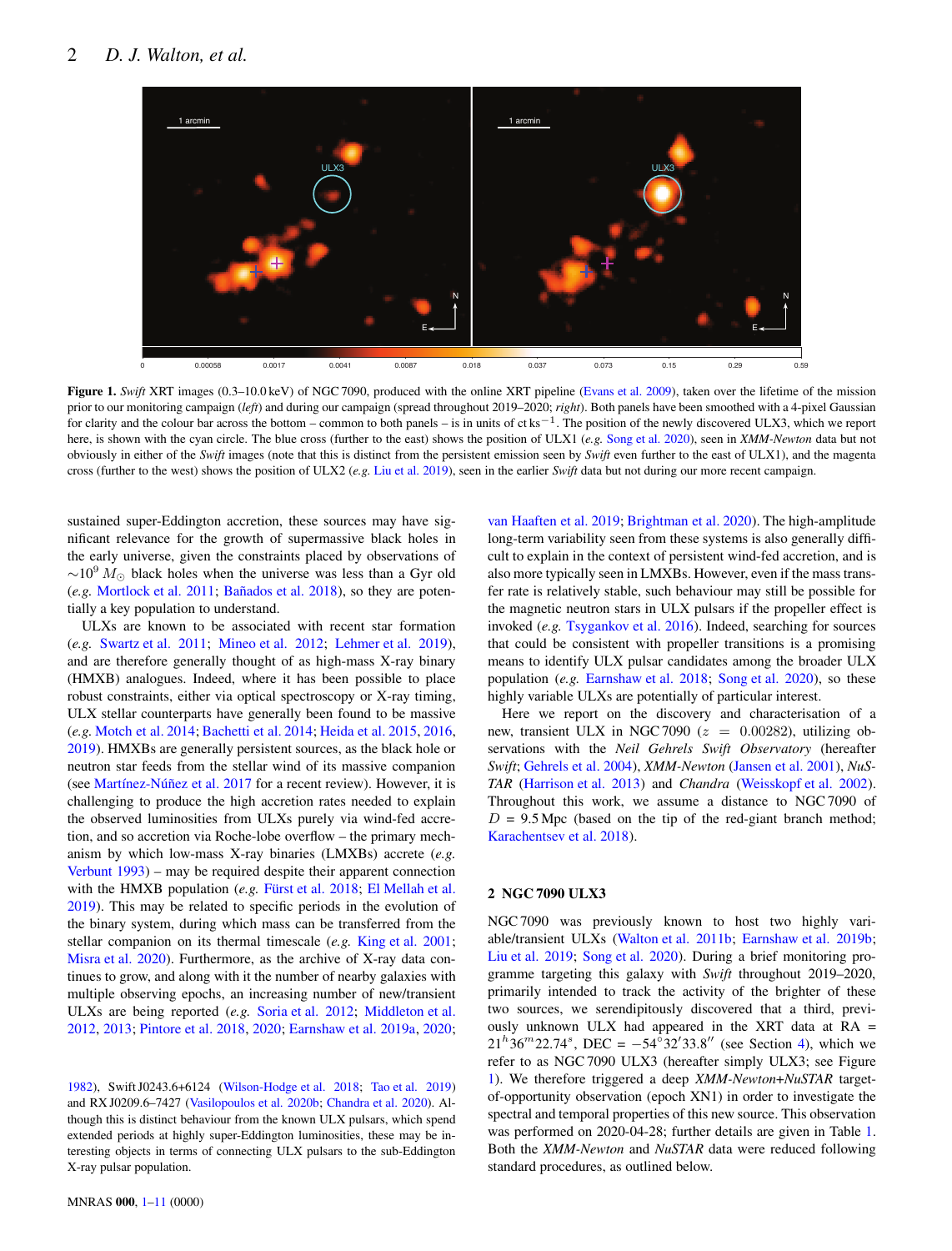Figure 1. *Swift* XRT images (0.3–10.0 keV) of NGC 7090, produced with the online XRT pipeline (Evans et al. 2009), taken over the lifetime of the mission prior to our monitoring campaign (*left*) and during our campaign (spread throughout 2019–2020; *right*). Both panels have been smoothed with a 4-pixel Gaussian for clarity and the colour bar across the bottom – common to both panels – is in units of ct ks$^{-1}$. The position of the newly discovered ULX3, which we report here, is shown with the cyan circle. The blue cross (further to the east) shows the position of ULX1 (*e.g.* Song et al. 2020), seen in *XMM-Newton* data but not obviously in either of the *Swift* images (note that this is distinct from the persistent emission seen by *Swift* even further to the east of ULX1), and the magenta cross (further to the west) shows the position of ULX2 (*e.g.* Liu et al. 2019), seen in the earlier *Swift* data but not during our more recent campaign.

sustained super-Eddington accretion, these sources may have significant relevance for the growth of supermassive black holes in the early universe, given the constraints placed by observations of $\sim 10^9\,M_\odot$ black holes when the universe was less than a Gyr old (*e.g.* Mortlock et al. 2011; Bañados et al. 2018), so they are potentially a key population to understand.

ULXs are known to be associated with recent star formation (*e.g.* Swartz et al. 2011; Mineo et al. 2012; Lehmer et al. 2019), and are therefore generally thought of as high-mass X-ray binary (HMXB) analogues. Indeed, where it has been possible to place robust constraints, either via optical spectroscopy or X-ray timing, ULX stellar counterparts have generally been found to be massive (*e.g.* Motch et al. 2014; Bachetti et al. 2014; Heida et al. 2015, 2016, 2019). HMXBs are generally persistent sources, as the black hole or neutron star feeds from the stellar wind of its massive companion (see Martínez-Núñez et al. 2017 for a recent review). However, it is challenging to produce the high accretion rates needed to explain the observed luminosities from ULXs purely via wind-fed accretion, and so accretion via Roche-lobe overflow – the primary mechanism by which low-mass X-ray binaries (LMXBs) accrete (*e.g.* Verbunt 1993) – may be required despite their apparent connection with the HMXB population (*e.g.* Fürst et al. 2018; El Mellah et al. 2019). This may be related to specific periods in the evolution of the binary system, during which mass can be transferred from the stellar companion on its thermal timescale (*e.g.* King et al. 2001; Misra et al. 2020). Furthermore, as the archive of X-ray data continues to grow, and along with it the number of nearby galaxies with multiple observing epochs, an increasing number of new/transient ULXs are being reported (*e.g.* Soria et al. 2012; Middleton et al. 2012, 2013; Pintore et al. 2018, 2020; Earnshaw et al. 2019a, 2020; van Haaften et al. 2019; Brightman et al. 2020). The high-amplitude long-term variability seen from these systems is also generally difficult to explain in the context of persistent wind-fed accretion, and is also more typically seen in LMXBs. However, even if the mass transfer rate is relatively stable, such behaviour may still be possible for the magnetic neutron stars in ULX pulsars if the propeller effect is invoked (*e.g.* Tsygankov et al. 2016). Indeed, searching for sources that could be consistent with propeller transitions is a promising means to identify ULX pulsar candidates among the broader ULX population (*e.g.* Earnshaw et al. 2018; Song et al. 2020), so these highly variable ULXs are potentially of particular interest.

Here we report on the discovery and characterisation of a new, transient ULX in NGC 7090 ($z$ = 0.00282), utilizing observations with the *Neil Gehrels Swift Observatory* (hereafter *Swift*; Gehrels et al. 2004), *XMM-Newton* (Jansen et al. 2001), *NuSTAR* (Harrison et al. 2013) and *Chandra* (Weisskopf et al. 2002). Throughout this work, we assume a distance to NGC 7090 of $D$ = 9.5 Mpc (based on the tip of the red-giant branch method; Karachentsev et al. 2018).

1982), Swift J0243.6+6124 (Wilson-Hodge et al. 2018; Tao et al. 2019) and RX J0209.6–7427 (Vasilopoulos et al. 2020b; Chandra et al. 2020). Although this is distinct behaviour from the known ULX pulsars, which spend extended periods at highly super-Eddington luminosities, these may be interesting objects in terms of connecting ULX pulsars to the sub-Eddington X-ray pulsar population.

## 2 NGC 7090 ULX3

NGC 7090 was previously known to host two highly variable/transient ULXs (Walton et al. 2011b; Earnshaw et al. 2019b; Liu et al. 2019; Song et al. 2020). During a brief monitoring programme targeting this galaxy with *Swift* throughout 2019–2020, primarily intended to track the activity of the brighter of these two sources, we serendipitously discovered that a third, previously unknown ULX had appeared in the XRT data at RA = $21^h36^m22.74^s$, DEC = $-54°32'33.8''$ (see Section 4), which we refer to as NGC 7090 ULX3 (hereafter simply ULX3; see Figure 1). We therefore triggered a deep *XMM-Newton*+*NuSTAR* target-of-opportunity observation (epoch XN1) in order to investigate the spectral and temporal properties of this new source. This observation was performed on 2020-04-28; further details are given in Table 1. Both the *XMM-Newton* and *NuSTAR* data were reduced following standard procedures, as outlined below.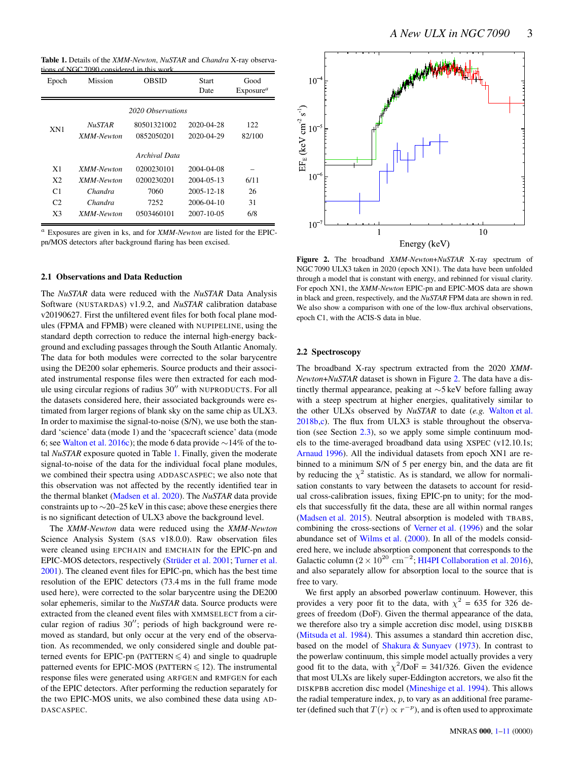**Table 1.** Details of the *XMM-Newton*, *NuSTAR* and *Chandra* X-ray observations of NGC 7090 considered in this work.

| Epoch | Mission | OBSID | Start Date | Good Exposure[a] |
|---|---|---|---|---|
| | | *2020 Observations* | | |
| XN1 | *NuSTAR* | 80501321002 | 2020-04-28 | 122 |
| | *XMM-Newton* | 0852050201 | 2020-04-29 | 82/100 |
| | | *Archival Data* | | |
| X1 | *XMM-Newton* | 0200230101 | 2004-04-08 | – |
| X2 | *XMM-Newton* | 0200230201 | 2004-05-13 | 6/11 |
| C1 | *Chandra* | 7060 | 2005-12-18 | 26 |
| C2 | *Chandra* | 7252 | 2006-04-10 | 31 |
| X3 | *XMM-Newton* | 0503460101 | 2007-10-05 | 6/8 |

[a] Exposures are given in ks, and for *XMM-Newton* are listed for the EPIC-pn/MOS detectors after background flaring has been excised.

### 2.1 Observations and Data Reduction

The *NuSTAR* data were reduced with the *NuSTAR* Data Analysis Software (NUSTARDAS) v1.9.2, and *NuSTAR* calibration database v20190627. First the unfiltered event files for both focal plane modules (FPMA and FPMB) were cleaned with NUPIPELINE, using the standard depth correction to reduce the internal high-energy background and excluding passages through the South Atlantic Anomaly. The data for both modules were corrected to the solar barycentre using the DE200 solar ephemeris. Source products and their associated instrumental response files were then extracted for each module using circular regions of radius 30″ with NUPRODUCTS. For all the datasets considered here, their associated backgrounds were estimated from larger regions of blank sky on the same chip as ULX3. In order to maximise the signal-to-noise (S/N), we use both the standard 'science' data (mode 1) and the 'spacecraft science' data (mode 6; see Walton et al. 2016c); the mode 6 data provide ∼14% of the total *NuSTAR* exposure quoted in Table 1. Finally, given the moderate signal-to-noise of the data for the individual focal plane modules, we combined their spectra using ADDASCASPEC; we also note that this observation was not affected by the recently identified tear in the thermal blanket (Madsen et al. 2020). The *NuSTAR* data provide constraints up to ∼20–25 keV in this case; above these energies there is no significant detection of ULX3 above the background level.

The *XMM-Newton* data were reduced using the *XMM-Newton* Science Analysis System (SAS v18.0.0). Raw observation files were cleaned using EPCHAIN and EMCHAIN for the EPIC-pn and EPIC-MOS detectors, respectively (Strüder et al. 2001; Turner et al. 2001). The cleaned event files for EPIC-pn, which has the best time resolution of the EPIC detectors (73.4 ms in the full frame mode used here), were corrected to the solar barycentre using the DE200 solar ephemeris, similar to the *NuSTAR* data. Source products were extracted from the cleaned event files with XMMSELECT from a circular region of radius 30″; periods of high background were removed as standard, but only occur at the very end of the observation. As recommended, we only considered single and double patterned events for EPIC-pn (PATTERN $\leqslant 4$) and single to quadruple patterned events for EPIC-MOS (PATTERN $\leqslant 12$). The instrumental response files were generated using ARFGEN and RMFGEN for each of the EPIC detectors. After performing the reduction separately for the two EPIC-MOS units, we also combined these data using ADDASCASPEC.

**Figure 2.** The broadband *XMM-Newton+NuSTAR* X-ray spectrum of NGC 7090 ULX3 taken in 2020 (epoch XN1). The data have been unfolded through a model that is constant with energy, and rebinned for visual clarity. For epoch XN1, the *XMM-Newton* EPIC-pn and EPIC-MOS data are shown in black and green, respectively, and the *NuSTAR* FPM data are shown in red. We also show a comparison with one of the low-flux archival observations, epoch C1, with the ACIS-S data in blue.

### 2.2 Spectroscopy

The broadband X-ray spectrum extracted from the 2020 *XMM-Newton+NuSTAR* dataset is shown in Figure 2. The data have a distinctly thermal appearance, peaking at ∼5 keV before falling away with a steep spectrum at higher energies, qualitatively similar to the other ULXs observed by *NuSTAR* to date (*e.g.* Walton et al. 2018b,c). The flux from ULX3 is stable throughout the observation (see Section 2.3), so we apply some simple continuum models to the time-averaged broadband data using XSPEC (v12.10.1s; Arnaud 1996). All the individual datasets from epoch XN1 are rebinned to a minimum S/N of 5 per energy bin, and the data are fit by reducing the $\chi^2$ statistic. As is standard, we allow for normalisation constants to vary between the datasets to account for residual cross-calibration issues, fixing EPIC-pn to unity; for the models that successfully fit the data, these are all within normal ranges (Madsen et al. 2015). Neutral absorption is modeled with TBABS, combining the cross-sections of Verner et al. (1996) and the solar abundance set of Wilms et al. (2000). In all of the models considered here, we include absorption component that corresponds to the Galactic column ($2 \times 10^{20}$ cm$^{-2}$; HI4PI Collaboration et al. 2016), and also separately allow for absorption local to the source that is free to vary.

We first apply an absorbed powerlaw continuum. However, this provides a very poor fit to the data, with $\chi^2$ = 635 for 326 degrees of freedom (DoF). Given the thermal appearance of the data, we therefore also try a simple accretion disc model, using DISKBB (Mitsuda et al. 1984). This assumes a standard thin accretion disc, based on the model of Shakura & Sunyaev (1973). In contrast to the powerlaw continuum, this simple model actually provides a very good fit to the data, with $\chi^2$/DoF = 341/326. Given the evidence that most ULXs are likely super-Eddington accretors, we also fit the DISKPBB accretion disc model (Mineshige et al. 1994). This allows the radial temperature index, $p$, to vary as an additional free parameter (defined such that $T(r) \propto r^{-p}$), and is often used to approximate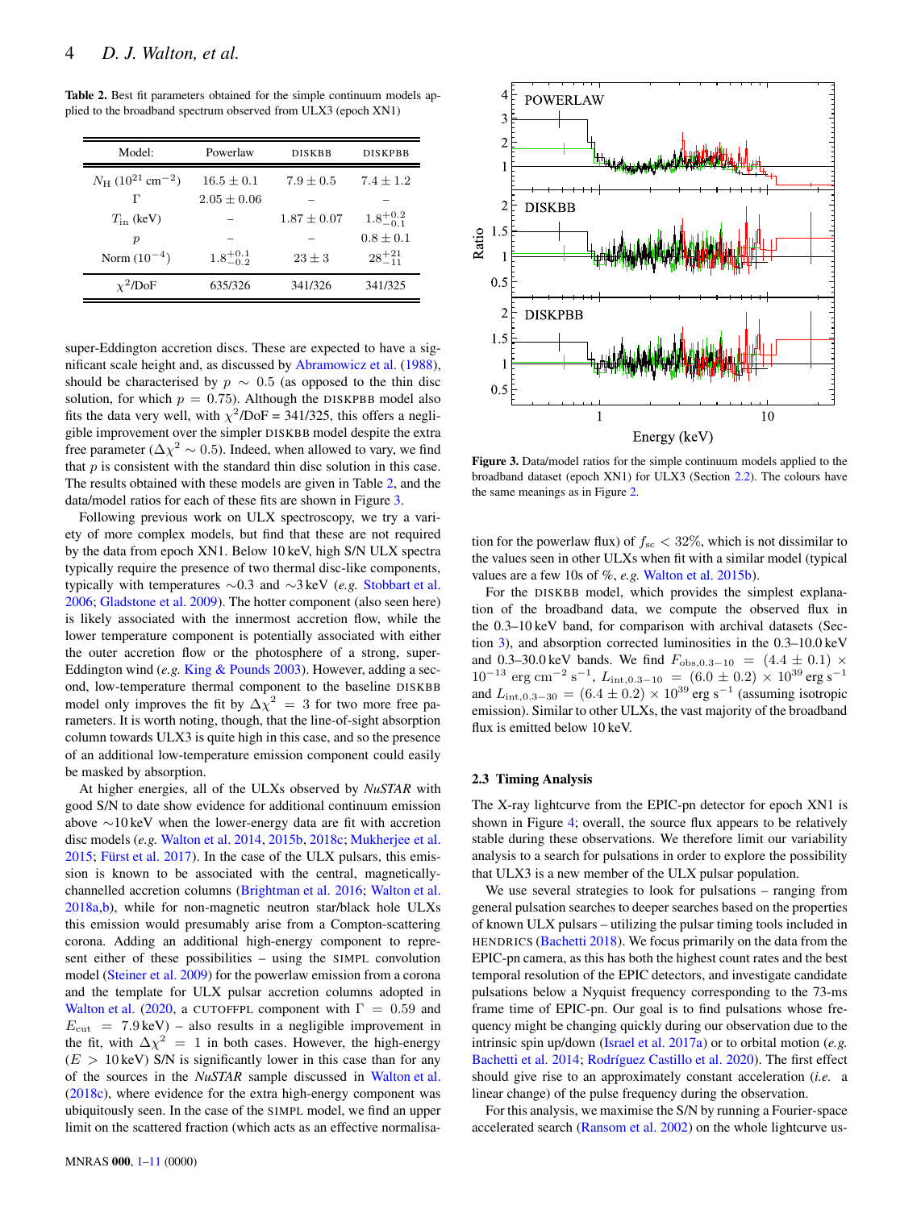**Table 2.** Best fit parameters obtained for the simple continuum models applied to the broadband spectrum observed from ULX3 (epoch XN1)

| Model: | Powerlaw | DISKBB | DISKPBB |
|---|---|---|---|
| $N_{\rm H}$ ($10^{21}$ cm$^{-2}$) | $16.5 \pm 0.1$ | $7.9 \pm 0.5$ | $7.4 \pm 1.2$ |
| $\Gamma$ | $2.05 \pm 0.06$ | – | – |
| $T_{\rm in}$ (keV) | – | $1.87 \pm 0.07$ | $1.8^{+0.2}_{-0.1}$ |
| $p$ | – | – | $0.8 \pm 0.1$ |
| Norm ($10^{-4}$) | $1.8^{+0.1}_{-0.2}$ | $23 \pm 3$ | $28^{+21}_{-11}$ |
| $\chi^2$/DoF | 635/326 | 341/326 | 341/325 |

super-Eddington accretion discs. These are expected to have a significant scale height and, as discussed by Abramowicz et al. (1988), should be characterised by $p \sim 0.5$ (as opposed to the thin disc solution, for which $p = 0.75$). Although the DISKPBB model also fits the data very well, with $\chi^2$/DoF = 341/325, this offers a negligible improvement over the simpler DISKBB model despite the extra free parameter ($\Delta\chi^2 \sim 0.5$). Indeed, when allowed to vary, we find that $p$ is consistent with the standard thin disc solution in this case. The results obtained with these models are given in Table 2, and the data/model ratios for each of these fits are shown in Figure 3.

Following previous work on ULX spectroscopy, we try a variety of more complex models, but find that these are not required by the data from epoch XN1. Below 10 keV, high S/N ULX spectra typically require the presence of two thermal disc-like components, typically with temperatures $\sim$0.3 and $\sim$3 keV (*e.g.* Stobbart et al. 2006; Gladstone et al. 2009). The hotter component (also seen here) is likely associated with the innermost accretion flow, while the lower temperature component is potentially associated with either the outer accretion flow or the photosphere of a strong, super-Eddington wind (*e.g.* King & Pounds 2003). However, adding a second, low-temperature thermal component to the baseline DISKBB model only improves the fit by $\Delta\chi^2 = 3$ for two more free parameters. It is worth noting, though, that the line-of-sight absorption column towards ULX3 is quite high in this case, and so the presence of an additional low-temperature emission component could easily be masked by absorption.

At higher energies, all of the ULXs observed by *NuSTAR* with good S/N to date show evidence for additional continuum emission above $\sim$10 keV when the lower-energy data are fit with accretion disc models (*e.g.* Walton et al. 2014, 2015b, 2018c; Mukherjee et al. 2015; Fürst et al. 2017). In the case of the ULX pulsars, this emission is known to be associated with the central, magnetically-channelled accretion columns (Brightman et al. 2016; Walton et al. 2018a,b), while for non-magnetic neutron star/black hole ULXs this emission would presumably arise from a Compton-scattering corona. Adding an additional high-energy component to represent either of these possibilities – using the SIMPL convolution model (Steiner et al. 2009) for the powerlaw emission from a corona and the template for ULX pulsar accretion columns adopted in Walton et al. (2020, a CUTOFFPL component with $\Gamma = 0.59$ and $E_{\rm cut} = 7.9$ keV) – also results in a negligible improvement in the fit, with $\Delta\chi^2 = 1$ in both cases. However, the high-energy ($E > 10$ keV) S/N is significantly lower in this case than for any of the sources in the *NuSTAR* sample discussed in Walton et al. (2018c), where evidence for the extra high-energy component was ubiquitously seen. In the case of the SIMPL model, we find an upper limit on the scattered fraction (which acts as an effective normalisation for the powerlaw flux) of $f_{\rm sc} < 32\%$, which is not dissimilar to the values seen in other ULXs when fit with a similar model (typical values are a few 10s of %, *e.g.* Walton et al. 2015b).

For the DISKBB model, which provides the simplest explanation of the broadband data, we compute the observed flux in the 0.3–10 keV band, for comparison with archival datasets (Section 3), and absorption corrected luminosities in the 0.3–10.0 keV and 0.3–30.0 keV bands. We find $F_{\rm obs,0.3-10} = (4.4 \pm 0.1) \times 10^{-13}$ erg cm$^{-2}$ s$^{-1}$, $L_{\rm int,0.3-10} = (6.0 \pm 0.2) \times 10^{39}$ erg s$^{-1}$ and $L_{\rm int,0.3-30} = (6.4 \pm 0.2) \times 10^{39}$ erg s$^{-1}$ (assuming isotropic emission). Similar to other ULXs, the vast majority of the broadband flux is emitted below 10 keV.

**Figure 3.** Data/model ratios for the simple continuum models applied to the broadband dataset (epoch XN1) for ULX3 (Section 2.2). The colours have the same meanings as in Figure 2.

### 2.3 Timing Analysis

The X-ray lightcurve from the EPIC-pn detector for epoch XN1 is shown in Figure 4; overall, the source flux appears to be relatively stable during these observations. We therefore limit our variability analysis to a search for pulsations in order to explore the possibility that ULX3 is a new member of the ULX pulsar population.

We use several strategies to look for pulsations – ranging from general pulsation searches to deeper searches based on the properties of known ULX pulsars – utilizing the pulsar timing tools included in HENDRICS (Bachetti 2018). We focus primarily on the data from the EPIC-pn camera, as this has both the highest count rates and the best temporal resolution of the EPIC detectors, and investigate candidate pulsations below a Nyquist frequency corresponding to the 73-ms frame time of EPIC-pn. Our goal is to find pulsations whose frequency might be changing quickly during our observation due to the intrinsic spin up/down (Israel et al. 2017a) or to orbital motion (*e.g.* Bachetti et al. 2014; Rodríguez Castillo et al. 2020). The first effect should give rise to an approximately constant acceleration (*i.e.* a linear change) of the pulse frequency during the observation.

For this analysis, we maximise the S/N by running a Fourier-space accelerated search (Ransom et al. 2002) on the whole lightcurve us-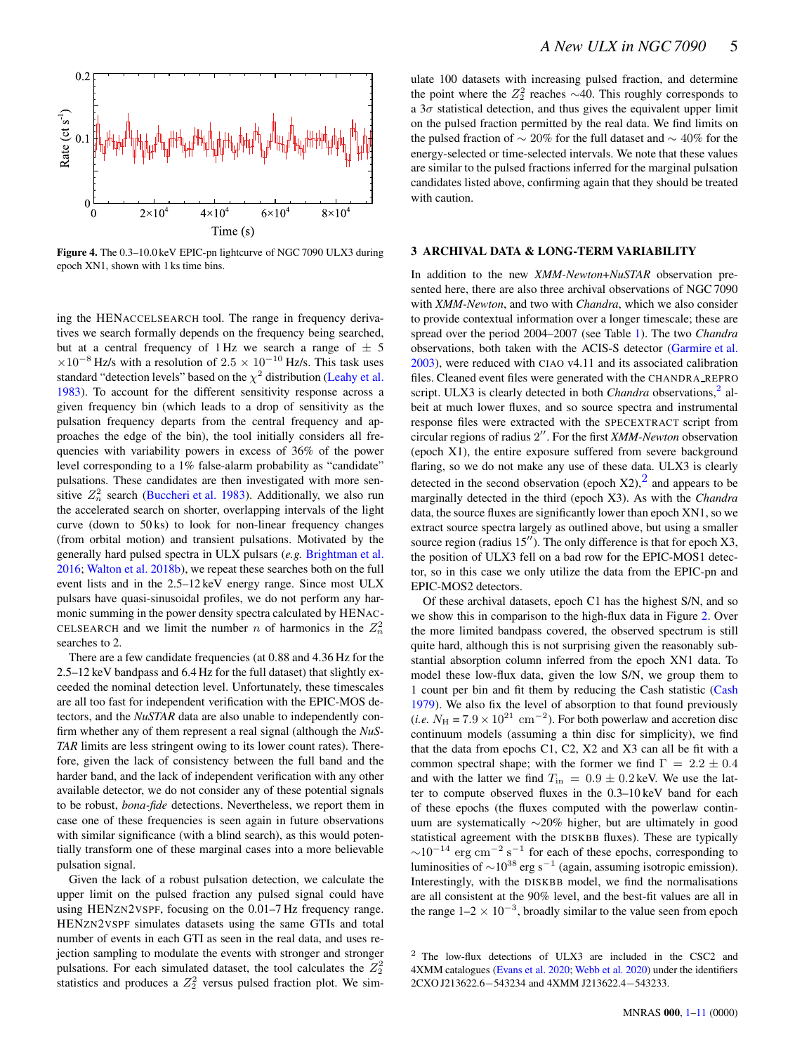Figure 4. The 0.3–10.0 keV EPIC-pn lightcurve of NGC 7090 ULX3 during epoch XN1, shown with 1 ks time bins.

ing the HENACCELSEARCH tool. The range in frequency derivatives we search formally depends on the frequency being searched, but at a central frequency of 1 Hz we search a range of $\pm$ 5 $\times 10^{-8}$ Hz/s with a resolution of $2.5 \times 10^{-10}$ Hz/s. This task uses standard "detection levels" based on the $\chi^2$ distribution (Leahy et al. 1983). To account for the different sensitivity response across a given frequency bin (which leads to a drop of sensitivity as the pulsation frequency departs from the central frequency and approaches the edge of the bin), the tool initially considers all frequencies with variability powers in excess of 36% of the power level corresponding to a 1% false-alarm probability as "candidate" pulsations. These candidates are then investigated with more sensitive $Z_n^2$ search (Buccheri et al. 1983). Additionally, we also run the accelerated search on shorter, overlapping intervals of the light curve (down to 50 ks) to look for non-linear frequency changes (from orbital motion) and transient pulsations. Motivated by the generally hard pulsed spectra in ULX pulsars (*e.g.* Brightman et al. 2016; Walton et al. 2018b), we repeat these searches both on the full event lists and in the 2.5–12 keV energy range. Since most ULX pulsars have quasi-sinusoidal profiles, we do not perform any harmonic summing in the power density spectra calculated by HENACCELSEARCH and we limit the number $n$ of harmonics in the $Z_n^2$ searches to 2.

There are a few candidate frequencies (at 0.88 and 4.36 Hz for the 2.5–12 keV bandpass and 6.4 Hz for the full dataset) that slightly exceeded the nominal detection level. Unfortunately, these timescales are all too fast for independent verification with the EPIC-MOS detectors, and the *NuSTAR* data are also unable to independently confirm whether any of them represent a real signal (although the *NuSTAR* limits are less stringent owing to its lower count rates). Therefore, given the lack of consistency between the full band and the harder band, and the lack of independent verification with any other available detector, we do not consider any of these potential signals to be robust, *bona-fide* detections. Nevertheless, we report them in case one of these frequencies is seen again in future observations with similar significance (with a blind search), as this would potentially transform one of these marginal cases into a more believable pulsation signal.

Given the lack of a robust pulsation detection, we calculate the upper limit on the pulsed fraction any pulsed signal could have using HENZN2VSPF, focusing on the 0.01–7 Hz frequency range. HENZN2VSPF simulates datasets using the same GTIs and total number of events in each GTI as seen in the real data, and uses rejection sampling to modulate the events with stronger and stronger pulsations. For each simulated dataset, the tool calculates the $Z_2^2$ statistics and produces a $Z_2^2$ versus pulsed fraction plot. We simulate 100 datasets with increasing pulsed fraction, and determine the point where the $Z_2^2$ reaches ∼40. This roughly corresponds to a 3$\sigma$ statistical detection, and thus gives the equivalent upper limit on the pulsed fraction permitted by the real data. We find limits on the pulsed fraction of ∼ 20% for the full dataset and ∼ 40% for the energy-selected or time-selected intervals. We note that these values are similar to the pulsed fractions inferred for the marginal pulsation candidates listed above, confirming again that they should be treated with caution.

## 3 ARCHIVAL DATA & LONG-TERM VARIABILITY

In addition to the new *XMM-Newton*+*NuSTAR* observation presented here, there are also three archival observations of NGC 7090 with *XMM-Newton*, and two with *Chandra*, which we also consider to provide contextual information over a longer timescale; these are spread over the period 2004–2007 (see Table 1). The two *Chandra* observations, both taken with the ACIS-S detector (Garmire et al. 2003), were reduced with CIAO v4.11 and its associated calibration files. Cleaned event files were generated with the CHANDRA_REPRO script. ULX3 is clearly detected in both *Chandra* observations,[2] albeit at much lower fluxes, and so source spectra and instrumental response files were extracted with the SPECEXTRACT script from circular regions of radius 2″. For the first *XMM-Newton* observation (epoch X1), the entire exposure suffered from severe background flaring, so we do not make any use of these data. ULX3 is clearly detected in the second observation (epoch X2),[2] and appears to be marginally detected in the third (epoch X3). As with the *Chandra* data, the source fluxes are significantly lower than epoch XN1, so we extract source spectra largely as outlined above, but using a smaller source region (radius 15″). The only difference is that for epoch X3, the position of ULX3 fell on a bad row for the EPIC-MOS1 detector, so in this case we only utilize the data from the EPIC-pn and EPIC-MOS2 detectors.

Of these archival datasets, epoch C1 has the highest S/N, and so we show this in comparison to the high-flux data in Figure 2. Over the more limited bandpass covered, the observed spectrum is still quite hard, although this is not surprising given the reasonably substantial absorption column inferred from the epoch XN1 data. To model these low-flux data, given the low S/N, we group them to 1 count per bin and fit them by reducing the Cash statistic (Cash 1979). We also fix the level of absorption to that found previously (*i.e.* $N_{\rm H} = 7.9 \times 10^{21}$ cm$^{-2}$). For both powerlaw and accretion disc continuum models (assuming a thin disc for simplicity), we find that the data from epochs C1, C2, X2 and X3 can all be fit with a common spectral shape; with the former we find $\Gamma = 2.2 \pm 0.4$ and with the latter we find $T_{\rm in} = 0.9 \pm 0.2$ keV. We use the latter to compute observed fluxes in the 0.3–10 keV band for each of these epochs (the fluxes computed with the powerlaw continuum are systematically ∼20% higher, but are ultimately in good statistical agreement with the DISKBB fluxes). These are typically $\sim 10^{-14}$ erg cm$^{-2}$ s$^{-1}$ for each of these epochs, corresponding to luminosities of $\sim 10^{38}$ erg s$^{-1}$ (again, assuming isotropic emission). Interestingly, with the DISKBB model, we find the normalisations are all consistent at the 90% level, and the best-fit values are all in the range 1–2 $\times 10^{-3}$, broadly similar to the value seen from epoch

[2] The low-flux detections of ULX3 are included in the CSC2 and 4XMM catalogues (Evans et al. 2020; Webb et al. 2020) under the identifiers 2CXO J213622.6−543234 and 4XMM J213622.4−543233.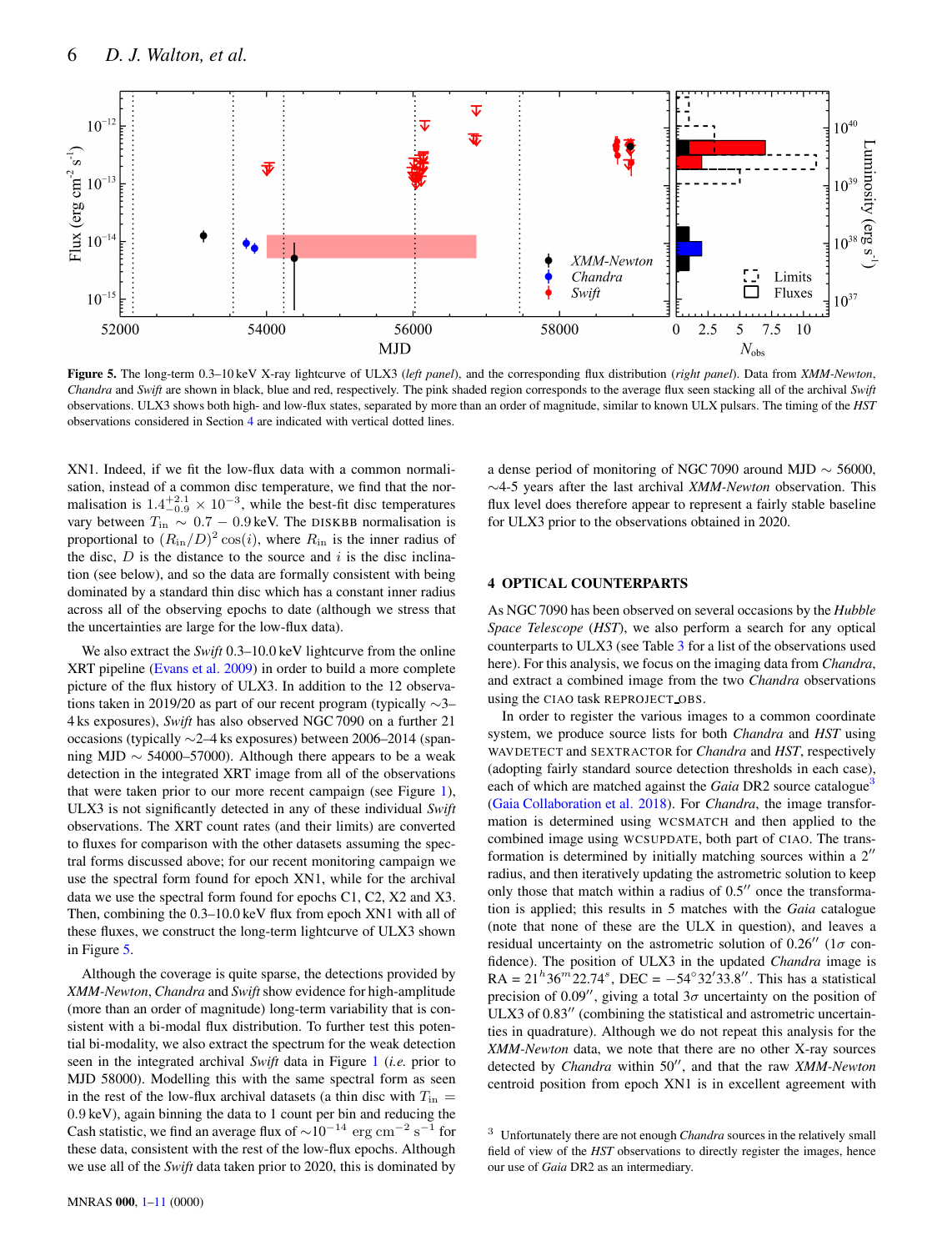**Figure 5.** The long-term 0.3–10 keV X-ray lightcurve of ULX3 (*left panel*), and the corresponding flux distribution (*right panel*). Data from *XMM-Newton*, *Chandra* and *Swift* are shown in black, blue and red, respectively. The pink shaded region corresponds to the average flux seen stacking all of the archival *Swift* observations. ULX3 shows both high- and low-flux states, separated by more than an order of magnitude, similar to known ULX pulsars. The timing of the *HST* observations considered in Section 4 are indicated with vertical dotted lines.

XN1. Indeed, if we fit the low-flux data with a common normalisation, instead of a common disc temperature, we find that the normalisation is $1.4^{+2.1}_{-0.9} \times 10^{-3}$, while the best-fit disc temperatures vary between $T_{\rm in} \sim 0.7 - 0.9$ keV. The DISKBB normalisation is proportional to $(R_{\rm in}/D)^2 \cos(i)$, where $R_{\rm in}$ is the inner radius of the disc, $D$ is the distance to the source and $i$ is the disc inclination (see below), and so the data are formally consistent with being dominated by a standard thin disc which has a constant inner radius across all of the observing epochs to date (although we stress that the uncertainties are large for the low-flux data).

We also extract the *Swift* 0.3–10.0 keV lightcurve from the online XRT pipeline (Evans et al. 2009) in order to build a more complete picture of the flux history of ULX3. In addition to the 12 observations taken in 2019/20 as part of our recent program (typically ~3–4 ks exposures), *Swift* has also observed NGC 7090 on a further 21 occasions (typically ~2–4 ks exposures) between 2006–2014 (spanning MJD ~ 54000–57000). Although there appears to be a weak detection in the integrated XRT image from all of the observations that were taken prior to our more recent campaign (see Figure 1), ULX3 is not significantly detected in any of these individual *Swift* observations. The XRT count rates (and their limits) are converted to fluxes for comparison with the other datasets assuming the spectral forms discussed above; for our recent monitoring campaign we use the spectral form found for epoch XN1, while for the archival data we use the spectral form found for epochs C1, C2, X2 and X3. Then, combining the 0.3–10.0 keV flux from epoch XN1 with all of these fluxes, we construct the long-term lightcurve of ULX3 shown in Figure 5.

Although the coverage is quite sparse, the detections provided by *XMM-Newton*, *Chandra* and *Swift* show evidence for high-amplitude (more than an order of magnitude) long-term variability that is consistent with a bi-modal flux distribution. To further test this potential bi-modality, we also extract the spectrum for the weak detection seen in the integrated archival *Swift* data in Figure 1 (*i.e.* prior to MJD 58000). Modelling this with the same spectral form as seen in the rest of the low-flux archival datasets (a thin disc with $T_{\rm in}$ = 0.9 keV), again binning the data to 1 count per bin and reducing the Cash statistic, we find an average flux of $\sim 10^{-14}$ erg cm$^{-2}$ s$^{-1}$ for these data, consistent with the rest of the low-flux epochs. Although we use all of the *Swift* data taken prior to 2020, this is dominated by a dense period of monitoring of NGC 7090 around MJD ~ 56000, ~4-5 years after the last archival *XMM-Newton* observation. This flux level does therefore appear to represent a fairly stable baseline for ULX3 prior to the observations obtained in 2020.

## 4 OPTICAL COUNTERPARTS

As NGC 7090 has been observed on several occasions by the *Hubble Space Telescope* (*HST*), we also perform a search for any optical counterparts to ULX3 (see Table 3 for a list of the observations used here). For this analysis, we focus on the imaging data from *Chandra*, and extract a combined image from the two *Chandra* observations using the CIAO task REPROJECT_OBS.

In order to register the various images to a common coordinate system, we produce source lists for both *Chandra* and *HST* using WAVDETECT and SEXTRACTOR for *Chandra* and *HST*, respectively (adopting fairly standard source detection thresholds in each case), each of which are matched against the *Gaia* DR2 source catalogue[3] (Gaia Collaboration et al. 2018). For *Chandra*, the image transformation is determined using WCSMATCH and then applied to the combined image using WCSUPDATE, both part of CIAO. The transformation is determined by initially matching sources within a 2″ radius, and then iteratively updating the astrometric solution to keep only those that match within a radius of 0.5″ once the transformation is applied; this results in 5 matches with the *Gaia* catalogue (note that none of these are the ULX in question), and leaves a residual uncertainty on the astrometric solution of 0.26″ (1σ confidence). The position of ULX3 in the updated *Chandra* image is RA = 21$^h$36$^m$22.74$^s$, DEC = −54°32′33.8″. This has a statistical precision of 0.09″, giving a total 3σ uncertainty on the position of ULX3 of 0.83″ (combining the statistical and astrometric uncertainties in quadrature). Although we do not repeat this analysis for the *XMM-Newton* data, we note that there are no other X-ray sources detected by *Chandra* within 50″, and that the raw *XMM-Newton* centroid position from epoch XN1 is in excellent agreement with

[3] Unfortunately there are not enough *Chandra* sources in the relatively small field of view of the *HST* observations to directly register the images, hence our use of *Gaia* DR2 as an intermediary.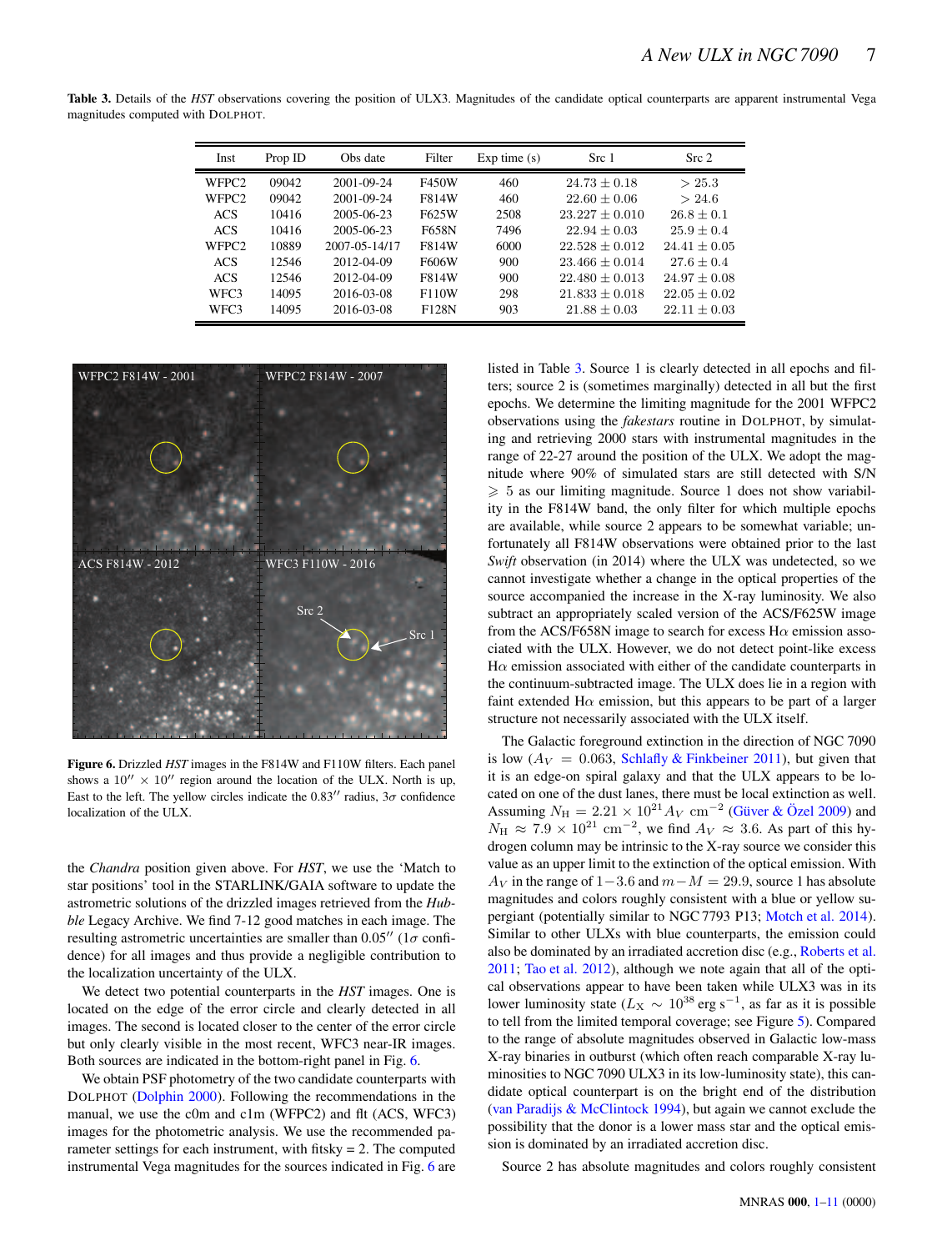**Table 3.** Details of the *HST* observations covering the position of ULX3. Magnitudes of the candidate optical counterparts are apparent instrumental Vega magnitudes computed with DOLPHOT.

| Inst | Prop ID | Obs date | Filter | Exp time (s) | Src 1 | Src 2 |
|---|---|---|---|---|---|---|
| WFPC2 | 09042 | 2001-09-24 | F450W | 460 | $24.73 \pm 0.18$ | $> 25.3$ |
| WFPC2 | 09042 | 2001-09-24 | F814W | 460 | $22.60 \pm 0.06$ | $> 24.6$ |
| ACS | 10416 | 2005-06-23 | F625W | 2508 | $23.227 \pm 0.010$ | $26.8 \pm 0.1$ |
| ACS | 10416 | 2005-06-23 | F658N | 7496 | $22.94 \pm 0.03$ | $25.9 \pm 0.4$ |
| WFPC2 | 10889 | 2007-05-14/17 | F814W | 6000 | $22.528 \pm 0.012$ | $24.41 \pm 0.05$ |
| ACS | 12546 | 2012-04-09 | F606W | 900 | $23.466 \pm 0.014$ | $27.6 \pm 0.4$ |
| ACS | 12546 | 2012-04-09 | F814W | 900 | $22.480 \pm 0.013$ | $24.97 \pm 0.08$ |
| WFC3 | 14095 | 2016-03-08 | F110W | 298 | $21.833 \pm 0.018$ | $22.05 \pm 0.02$ |
| WFC3 | 14095 | 2016-03-08 | F128N | 903 | $21.88 \pm 0.03$ | $22.11 \pm 0.03$ |

**Figure 6.** Drizzled *HST* images in the F814W and F110W filters. Each panel shows a $10'' \times 10''$ region around the location of the ULX. North is up, East to the left. The yellow circles indicate the $0.83''$ radius, $3\sigma$ confidence localization of the ULX.

the *Chandra* position given above. For *HST*, we use the 'Match to star positions' tool in the STARLINK/GAIA software to update the astrometric solutions of the drizzled images retrieved from the *Hubble* Legacy Archive. We find 7-12 good matches in each image. The resulting astrometric uncertainties are smaller than $0.05''$ ($1\sigma$ confidence) for all images and thus provide a negligible contribution to the localization uncertainty of the ULX.

We detect two potential counterparts in the *HST* images. One is located on the edge of the error circle and clearly detected in all images. The second is located closer to the center of the error circle but only clearly visible in the most recent, WFC3 near-IR images. Both sources are indicated in the bottom-right panel in Fig. 6.

We obtain PSF photometry of the two candidate counterparts with DOLPHOT (Dolphin 2000). Following the recommendations in the manual, we use the c0m and c1m (WFPC2) and flt (ACS, WFC3) images for the photometric analysis. We use the recommended parameter settings for each instrument, with fitsky = 2. The computed instrumental Vega magnitudes for the sources indicated in Fig. 6 are listed in Table 3. Source 1 is clearly detected in all epochs and filters; source 2 is (sometimes marginally) detected in all but the first epochs. We determine the limiting magnitude for the 2001 WFPC2 observations using the *fakestars* routine in DOLPHOT, by simulating and retrieving 2000 stars with instrumental magnitudes in the range of 22-27 around the position of the ULX. We adopt the magnitude where 90% of simulated stars are still detected with S/N $\geqslant$ 5 as our limiting magnitude. Source 1 does not show variability in the F814W band, the only filter for which multiple epochs are available, while source 2 appears to be somewhat variable; unfortunately all F814W observations were obtained prior to the last *Swift* observation (in 2014) where the ULX was undetected, so we cannot investigate whether a change in the optical properties of the source accompanied the increase in the X-ray luminosity. We also subtract an appropriately scaled version of the ACS/F625W image from the ACS/F658N image to search for excess H$\alpha$ emission associated with the ULX. However, we do not detect point-like excess H$\alpha$ emission associated with either of the candidate counterparts in the continuum-subtracted image. The ULX does lie in a region with faint extended H$\alpha$ emission, but this appears to be part of a larger structure not necessarily associated with the ULX itself.

The Galactic foreground extinction in the direction of NGC 7090 is low ($A_V = 0.063$, Schlafly & Finkbeiner 2011), but given that it is an edge-on spiral galaxy and that the ULX appears to be located on one of the dust lanes, there must be local extinction as well. Assuming $N_{\rm H} = 2.21 \times 10^{21} A_V$ cm$^{-2}$ (Güver & Özel 2009) and $N_{\rm H} \approx 7.9 \times 10^{21}$ cm$^{-2}$, we find $A_V \approx 3.6$. As part of this hydrogen column may be intrinsic to the X-ray source we consider this value as an upper limit to the extinction of the optical emission. With $A_V$ in the range of $1-3.6$ and $m - M = 29.9$, source 1 has absolute magnitudes and colors roughly consistent with a blue or yellow supergiant (potentially similar to NGC 7793 P13; Motch et al. 2014). Similar to other ULXs with blue counterparts, the emission could also be dominated by an irradiated accretion disc (e.g., Roberts et al. 2011; Tao et al. 2012), although we note again that all of the optical observations appear to have been taken while ULX3 was in its lower luminosity state ($L_{\rm X} \sim 10^{38}$ erg s$^{-1}$, as far as it is possible to tell from the limited temporal coverage; see Figure 5). Compared to the range of absolute magnitudes observed in Galactic low-mass X-ray binaries in outburst (which often reach comparable X-ray luminosities to NGC 7090 ULX3 in its low-luminosity state), this candidate optical counterpart is on the bright end of the distribution (van Paradijs & McClintock 1994), but again we cannot exclude the possibility that the donor is a lower mass star and the optical emission is dominated by an irradiated accretion disc.

Source 2 has absolute magnitudes and colors roughly consistent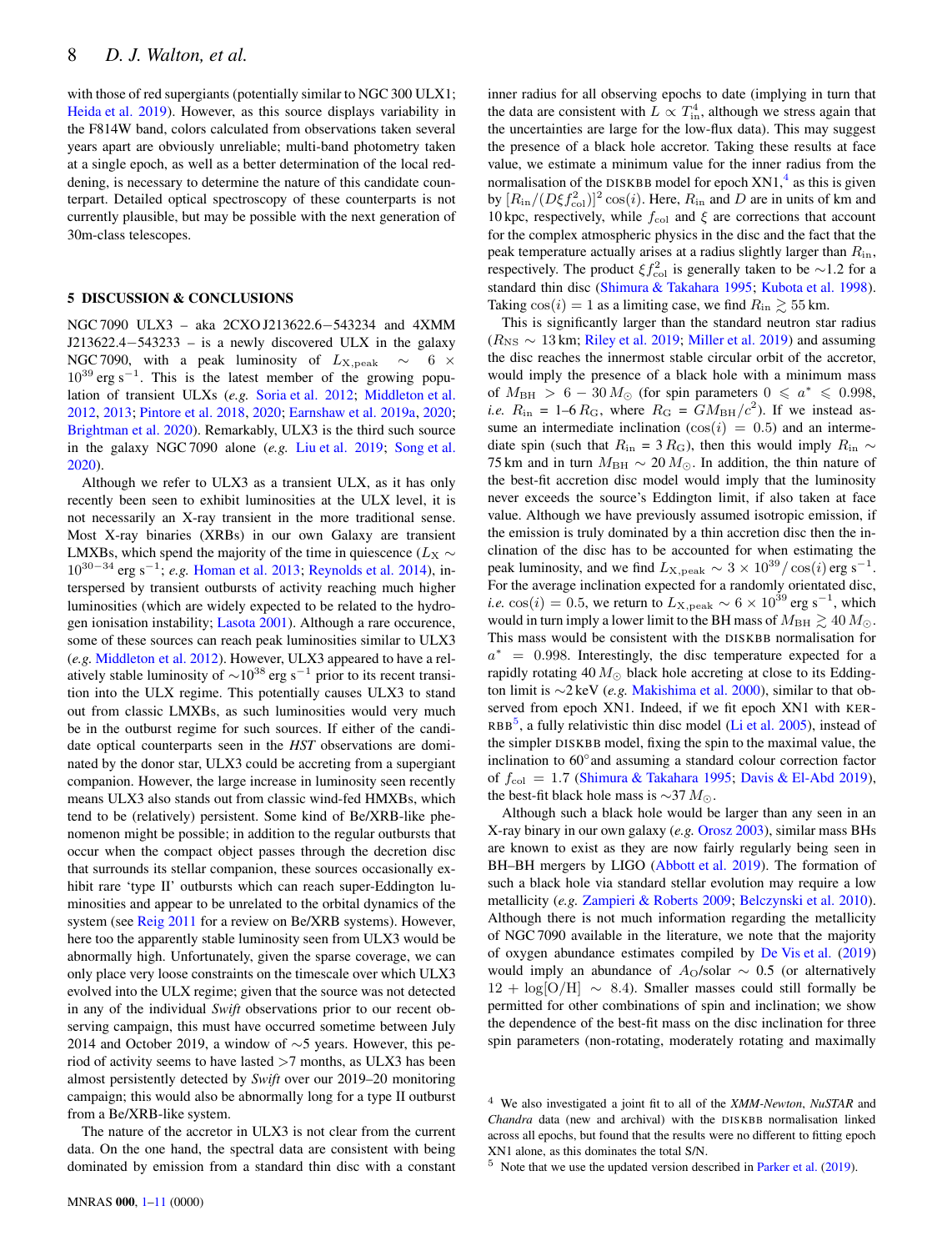with those of red supergiants (potentially similar to NGC 300 ULX1; Heida et al. 2019). However, as this source displays variability in the F814W band, colors calculated from observations taken several years apart are obviously unreliable; multi-band photometry taken at a single epoch, as well as a better determination of the local reddening, is necessary to determine the nature of this candidate counterpart. Detailed optical spectroscopy of these counterparts is not currently plausible, but may be possible with the next generation of 30m-class telescopes.

## 5 DISCUSSION & CONCLUSIONS

NGC 7090 ULX3 – aka 2CXO J213622.6−543234 and 4XMM J213622.4−543233 – is a newly discovered ULX in the galaxy NGC 7090, with a peak luminosity of $L_{\rm X,peak} \sim 6 \times 10^{39}$ erg s$^{-1}$. This is the latest member of the growing population of transient ULXs (*e.g.* Soria et al. 2012; Middleton et al. 2012, 2013; Pintore et al. 2018, 2020; Earnshaw et al. 2019a, 2020; Brightman et al. 2020). Remarkably, ULX3 is the third such source in the galaxy NGC 7090 alone (*e.g.* Liu et al. 2019; Song et al. 2020).

Although we refer to ULX3 as a transient ULX, as it has only recently been seen to exhibit luminosities at the ULX level, it is not necessarily an X-ray transient in the more traditional sense. Most X-ray binaries (XRBs) in our own Galaxy are transient LMXBs, which spend the majority of the time in quiescence ($L_{\rm X} \sim 10^{30-34}$ erg s$^{-1}$; *e.g.* Homan et al. 2013; Reynolds et al. 2014), interspersed by transient outbursts of activity reaching much higher luminosities (which are widely expected to be related to the hydrogen ionisation instability; Lasota 2001). Although a rare occurence, some of these sources can reach peak luminosities similar to ULX3 (*e.g.* Middleton et al. 2012). However, ULX3 appeared to have a relatively stable luminosity of $\sim 10^{38}$ erg s$^{-1}$ prior to its recent transition into the ULX regime. This potentially causes ULX3 to stand out from classic LMXBs, as such luminosities would very much be in the outburst regime for such sources. If either of the candidate optical counterparts seen in the *HST* observations are dominated by the donor star, ULX3 could be accreting from a supergiant companion. However, the large increase in luminosity seen recently means ULX3 also stands out from classic wind-fed HMXBs, which tend to be (relatively) persistent. Some kind of Be/XRB-like phenomenon might be possible; in addition to the regular outbursts that occur when the compact object passes through the decretion disc that surrounds its stellar companion, these sources occasionally exhibit rare 'type II' outbursts which can reach super-Eddington luminosities and appear to be unrelated to the orbital dynamics of the system (see Reig 2011 for a review on Be/XRB systems). However, here too the apparently stable luminosity seen from ULX3 would be abnormally high. Unfortunately, given the sparse coverage, we can only place very loose constraints on the timescale over which ULX3 evolved into the ULX regime; given that the source was not detected in any of the individual *Swift* observations prior to our recent observing campaign, this must have occurred sometime between July 2014 and October 2019, a window of ∼5 years. However, this period of activity seems to have lasted >7 months, as ULX3 has been almost persistently detected by *Swift* over our 2019–20 monitoring campaign; this would also be abnormally long for a type II outburst from a Be/XRB-like system.

The nature of the accretor in ULX3 is not clear from the current data. On the one hand, the spectral data are consistent with being dominated by emission from a standard thin disc with a constant inner radius for all observing epochs to date (implying in turn that the data are consistent with $L \propto T_{\rm in}^{4}$, although we stress again that the uncertainties are large for the low-flux data). This may suggest the presence of a black hole accretor. Taking these results at face value, we estimate a minimum value for the inner radius from the normalisation of the DISKBB model for epoch XN1,[4] as this is given by $[R_{\rm in}/(D\xi f_{\rm col}^{2})]^{2}\cos(i)$. Here, $R_{\rm in}$ and $D$ are in units of km and 10 kpc, respectively, while $f_{\rm col}$ and $\xi$ are corrections that account for the complex atmospheric physics in the disc and the fact that the peak temperature actually arises at a radius slightly larger than $R_{\rm in}$, respectively. The product $\xi f_{\rm col}^{2}$ is generally taken to be ∼1.2 for a standard thin disc (Shimura & Takahara 1995; Kubota et al. 1998). Taking $\cos(i) = 1$ as a limiting case, we find $R_{\rm in} \gtrsim 55$ km.

This is significantly larger than the standard neutron star radius ($R_{\rm NS} \sim 13$ km; Riley et al. 2019; Miller et al. 2019) and assuming the disc reaches the innermost stable circular orbit of the accretor, would imply the presence of a black hole with a minimum mass of $M_{\rm BH} > 6 - 30\,M_{\odot}$ (for spin parameters $0 \leqslant a^{*} \leqslant 0.998$, *i.e.* $R_{\rm in}$ = 1–6 $R_{\rm G}$, where $R_{\rm G} = GM_{\rm BH}/c^{2}$). If we instead assume an intermediate inclination ($\cos(i) = 0.5$) and an intermediate spin (such that $R_{\rm in} = 3\,R_{\rm G}$), then this would imply $R_{\rm in} \sim 75$ km and in turn $M_{\rm BH} \sim 20\,M_{\odot}$. In addition, the thin nature of the best-fit accretion disc model would imply that the luminosity never exceeds the source's Eddington limit, if also taken at face value. Although we have previously assumed isotropic emission, if the emission is truly dominated by a thin accretion disc then the inclination of the disc has to be accounted for when estimating the peak luminosity, and we find $L_{\rm X,peak} \sim 3 \times 10^{39}/\cos(i)$ erg s$^{-1}$. For the average inclination expected for a randomly orientated disc, *i.e.* $\cos(i) = 0.5$, we return to $L_{\rm X,peak} \sim 6 \times 10^{39}$ erg s$^{-1}$, which would in turn imply a lower limit to the BH mass of $M_{\rm BH} \gtrsim 40\,M_{\odot}$. This mass would be consistent with the DISKBB normalisation for $a^{*} = 0.998$. Interestingly, the disc temperature expected for a rapidly rotating 40 $M_{\odot}$ black hole accreting at close to its Eddington limit is ∼2 keV (*e.g.* Makishima et al. 2000), similar to that observed from epoch XN1. Indeed, if we fit epoch XN1 with KERRBB[5], a fully relativistic thin disc model (Li et al. 2005), instead of the simpler DISKBB model, fixing the spin to the maximal value, the inclination to 60° and assuming a standard colour correction factor of $f_{\rm col} = 1.7$ (Shimura & Takahara 1995; Davis & El-Abd 2019), the best-fit black hole mass is $\sim 37\,M_{\odot}$.

Although such a black hole would be larger than any seen in an X-ray binary in our own galaxy (*e.g.* Orosz 2003), similar mass BHs are known to exist as they are now fairly regularly being seen in BH–BH mergers by LIGO (Abbott et al. 2019). The formation of such a black hole via standard stellar evolution may require a low metallicity (*e.g.* Zampieri & Roberts 2009; Belczynski et al. 2010). Although there is not much information regarding the metallicity of NGC 7090 available in the literature, we note that the majority of oxygen abundance estimates compiled by De Vis et al. (2019) would imply an abundance of $A_{\rm O}$/solar ∼ 0.5 (or alternatively $12 + \log[{\rm O/H}] \sim 8.4$). Smaller masses could still formally be permitted for other combinations of spin and inclination; we show the dependence of the best-fit mass on the disc inclination for three spin parameters (non-rotating, moderately rotating and maximally

[4] We also investigated a joint fit to all of the *XMM-Newton*, *NuSTAR* and *Chandra* data (new and archival) with the DISKBB normalisation linked across all epochs, but found that the results were no different to fitting epoch XN1 alone, as this dominates the total S/N.

[5] Note that we use the updated version described in Parker et al. (2019).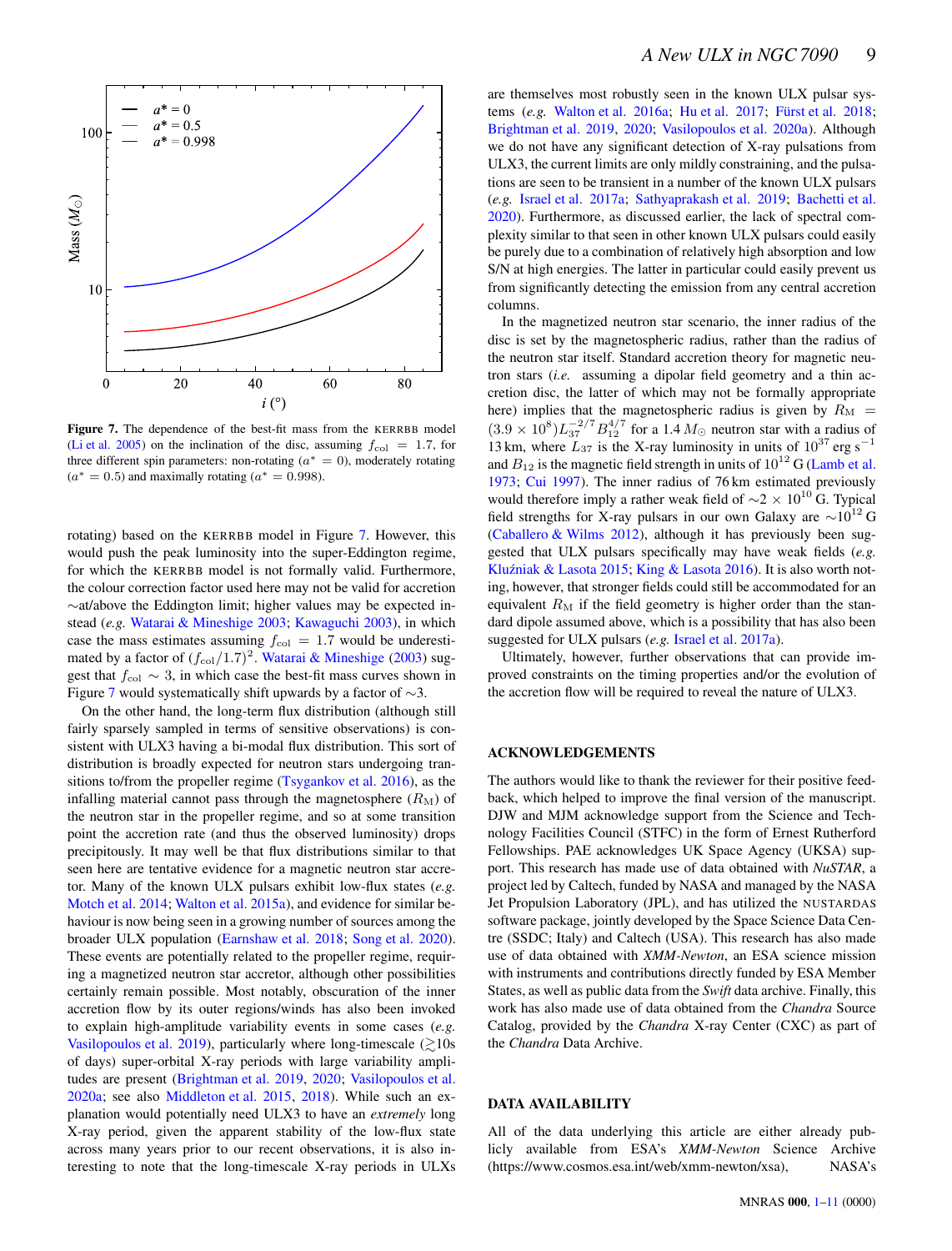Figure 7. The dependence of the best-fit mass from the KERRBB model (Li et al. 2005) on the inclination of the disc, assuming $f_{\rm col} = 1.7$, for three different spin parameters: non-rotating ($a^* = 0$), moderately rotating ($a^* = 0.5$) and maximally rotating ($a^* = 0.998$).

rotating) based on the KERRBB model in Figure 7. However, this would push the peak luminosity into the super-Eddington regime, for which the KERRBB model is not formally valid. Furthermore, the colour correction factor used here may not be valid for accretion ∼at/above the Eddington limit; higher values may be expected instead (*e.g.* Watarai & Mineshige 2003; Kawaguchi 2003), in which case the mass estimates assuming $f_{\rm col} = 1.7$ would be underestimated by a factor of $(f_{\rm col}/1.7)^2$. Watarai & Mineshige (2003) suggest that $f_{\rm col} \sim 3$, in which case the best-fit mass curves shown in Figure 7 would systematically shift upwards by a factor of ∼3.

On the other hand, the long-term flux distribution (although still fairly sparsely sampled in terms of sensitive observations) is consistent with ULX3 having a bi-modal flux distribution. This sort of distribution is broadly expected for neutron stars undergoing transitions to/from the propeller regime (Tsygankov et al. 2016), as the infalling material cannot pass through the magnetosphere ($R_{\rm M}$) of the neutron star in the propeller regime, and so at some transition point the accretion rate (and thus the observed luminosity) drops precipitously. It may well be that flux distributions similar to that seen here are tentative evidence for a magnetic neutron star accretor. Many of the known ULX pulsars exhibit low-flux states (*e.g.* Motch et al. 2014; Walton et al. 2015a), and evidence for similar behaviour is now being seen in a growing number of sources among the broader ULX population (Earnshaw et al. 2018; Song et al. 2020). These events are potentially related to the propeller regime, requiring a magnetized neutron star accretor, although other possibilities certainly remain possible. Most notably, obscuration of the inner accretion flow by its outer regions/winds has also been invoked to explain high-amplitude variability events in some cases (*e.g.* Vasilopoulos et al. 2019), particularly where long-timescale ($\gtrsim$10s of days) super-orbital X-ray periods with large variability amplitudes are present (Brightman et al. 2019, 2020; Vasilopoulos et al. 2020a; see also Middleton et al. 2015, 2018). While such an explanation would potentially need ULX3 to have an *extremely* long X-ray period, given the apparent stability of the low-flux state across many years prior to our recent observations, it is also interesting to note that the long-timescale X-ray periods in ULXs are themselves most robustly seen in the known ULX pulsar systems (*e.g.* Walton et al. 2016a; Hu et al. 2017; Fürst et al. 2018; Brightman et al. 2019, 2020; Vasilopoulos et al. 2020a). Although we do not have any significant detection of X-ray pulsations from ULX3, the current limits are only mildly constraining, and the pulsations are seen to be transient in a number of the known ULX pulsars (*e.g.* Israel et al. 2017a; Sathyaprakash et al. 2019; Bachetti et al. 2020). Furthermore, as discussed earlier, the lack of spectral complexity similar to that seen in other known ULX pulsars could easily be purely due to a combination of relatively high absorption and low S/N at high energies. The latter in particular could easily prevent us from significantly detecting the emission from any central accretion columns.

In the magnetized neutron star scenario, the inner radius of the disc is set by the magnetospheric radius, rather than the radius of the neutron star itself. Standard accretion theory for magnetic neutron stars (*i.e.* assuming a dipolar field geometry and a thin accretion disc, the latter of which may not be formally appropriate here) implies that the magnetospheric radius is given by $R_{\rm M} = (3.9 \times 10^8) L_{37}^{-2/7} B_{12}^{4/7}$ for a 1.4 $M_{\odot}$ neutron star with a radius of 13 km, where $L_{37}$ is the X-ray luminosity in units of $10^{37}$ erg s$^{-1}$ and $B_{12}$ is the magnetic field strength in units of $10^{12}$ G (Lamb et al. 1973; Cui 1997). The inner radius of 76 km estimated previously would therefore imply a rather weak field of $\sim 2 \times 10^{10}$ G. Typical field strengths for X-ray pulsars in our own Galaxy are $\sim 10^{12}$ G (Caballero & Wilms 2012), although it has previously been suggested that ULX pulsars specifically may have weak fields (*e.g.* Kluźniak & Lasota 2015; King & Lasota 2016). It is also worth noting, however, that stronger fields could still be accommodated for an equivalent $R_{\rm M}$ if the field geometry is higher order than the standard dipole assumed above, which is a possibility that has also been suggested for ULX pulsars (*e.g.* Israel et al. 2017a).

Ultimately, however, further observations that can provide improved constraints on the timing properties and/or the evolution of the accretion flow will be required to reveal the nature of ULX3.

## ACKNOWLEDGEMENTS

The authors would like to thank the reviewer for their positive feedback, which helped to improve the final version of the manuscript. DJW and MJM acknowledge support from the Science and Technology Facilities Council (STFC) in the form of Ernest Rutherford Fellowships. PAE acknowledges UK Space Agency (UKSA) support. This research has made use of data obtained with *NuSTAR*, a project led by Caltech, funded by NASA and managed by the NASA Jet Propulsion Laboratory (JPL), and has utilized the NUSTARDAS software package, jointly developed by the Space Science Data Centre (SSDC; Italy) and Caltech (USA). This research has also made use of data obtained with *XMM-Newton*, an ESA science mission with instruments and contributions directly funded by ESA Member States, as well as public data from the *Swift* data archive. Finally, this work has also made use of data obtained from the *Chandra* Source Catalog, provided by the *Chandra* X-ray Center (CXC) as part of the *Chandra* Data Archive.

## DATA AVAILABILITY

All of the data underlying this article are either already publicly available from ESA's *XMM-Newton* Science Archive (https://www.cosmos.esa.int/web/xmm-newton/xsa), NASA's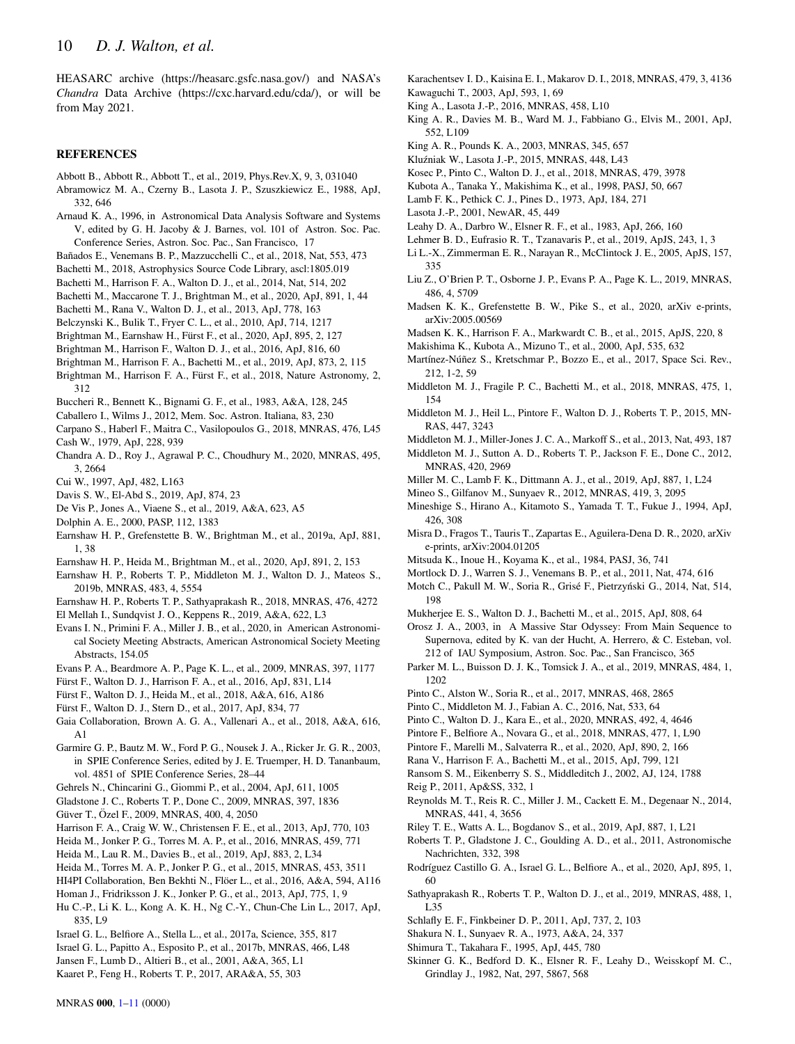HEASARC archive (https://heasarc.gsfc.nasa.gov/) and NASA's *Chandra* Data Archive (https://cxc.harvard.edu/cda/), or will be from May 2021.

## REFERENCES

Abbott B., Abbott R., Abbott T., et al., 2019, Phys.Rev.X, 9, 3, 031040

Abramowicz M. A., Czerny B., Lasota J. P., Szuszkiewicz E., 1988, ApJ, 332, 646

Arnaud K. A., 1996, in Astronomical Data Analysis Software and Systems V, edited by G. H. Jacoby & J. Barnes, vol. 101 of Astron. Soc. Pac. Conference Series, Astron. Soc. Pac., San Francisco, 17

Bañados E., Venemans B. P., Mazzucchelli C., et al., 2018, Nat, 553, 473

Bachetti M., 2018, Astrophysics Source Code Library, ascl:1805.019

Bachetti M., Harrison F. A., Walton D. J., et al., 2014, Nat, 514, 202

Bachetti M., Maccarone T. J., Brightman M., et al., 2020, ApJ, 891, 1, 44

Bachetti M., Rana V., Walton D. J., et al., 2013, ApJ, 778, 163

Belczynski K., Bulik T., Fryer C. L., et al., 2010, ApJ, 714, 1217

Brightman M., Earnshaw H., Fürst F., et al., 2020, ApJ, 895, 2, 127

Brightman M., Harrison F., Walton D. J., et al., 2016, ApJ, 816, 60

Brightman M., Harrison F. A., Bachetti M., et al., 2019, ApJ, 873, 2, 115

Brightman M., Harrison F. A., Fürst F., et al., 2018, Nature Astronomy, 2, 312

Buccheri R., Bennett K., Bignami G. F., et al., 1983, A&A, 128, 245

Caballero I., Wilms J., 2012, Mem. Soc. Astron. Italiana, 83, 230

Carpano S., Haberl F., Maitra C., Vasilopoulos G., 2018, MNRAS, 476, L45

Cash W., 1979, ApJ, 228, 939

Chandra A. D., Roy J., Agrawal P. C., Choudhury M., 2020, MNRAS, 495, 3, 2664

Cui W., 1997, ApJ, 482, L163

Davis S. W., El-Abd S., 2019, ApJ, 874, 23

De Vis P., Jones A., Viaene S., et al., 2019, A&A, 623, A5

Dolphin A. E., 2000, PASP, 112, 1383

Earnshaw H. P., Grefenstette B. W., Brightman M., et al., 2019a, ApJ, 881, 1, 38

Earnshaw H. P., Heida M., Brightman M., et al., 2020, ApJ, 891, 2, 153

Earnshaw H. P., Roberts T. P., Middleton M. J., Walton D. J., Mateos S., 2019b, MNRAS, 483, 4, 5554

Earnshaw H. P., Roberts T. P., Sathyaprakash R., 2018, MNRAS, 476, 4272

El Mellah I., Sundqvist J. O., Keppens R., 2019, A&A, 622, L3

Evans I. N., Primini F. A., Miller J. B., et al., 2020, in American Astronomical Society Meeting Abstracts, American Astronomical Society Meeting Abstracts, 154.05

Evans P. A., Beardmore A. P., Page K. L., et al., 2009, MNRAS, 397, 1177

Fürst F., Walton D. J., Harrison F. A., et al., 2016, ApJ, 831, L14

Fürst F., Walton D. J., Heida M., et al., 2018, A&A, 616, A186

Fürst F., Walton D. J., Stern D., et al., 2017, ApJ, 834, 77

Gaia Collaboration, Brown A. G. A., Vallenari A., et al., 2018, A&A, 616, A1

Garmire G. P., Bautz M. W., Ford P. G., Nousek J. A., Ricker Jr. G. R., 2003, in SPIE Conference Series, edited by J. E. Truemper, H. D. Tananbaum, vol. 4851 of SPIE Conference Series, 28–44

Gehrels N., Chincarini G., Giommi P., et al., 2004, ApJ, 611, 1005

Gladstone J. C., Roberts T. P., Done C., 2009, MNRAS, 397, 1836

Güver T., Özel F., 2009, MNRAS, 400, 4, 2050

Harrison F. A., Craig W. W., Christensen F. E., et al., 2013, ApJ, 770, 103

Heida M., Jonker P. G., Torres M. A. P., et al., 2016, MNRAS, 459, 771

Heida M., Lau R. M., Davies B., et al., 2019, ApJ, 883, 2, L34

Heida M., Torres M. A. P., Jonker P. G., et al., 2015, MNRAS, 453, 3511

HI4PI Collaboration, Ben Bekhti N., Flöer L., et al., 2016, A&A, 594, A116

Homan J., Fridriksson J. K., Jonker P. G., et al., 2013, ApJ, 775, 1, 9

Hu C.-P., Li K. L., Kong A. K. H., Ng C.-Y., Chun-Che Lin L., 2017, ApJ, 835, L9

Israel G. L., Belfiore A., Stella L., et al., 2017a, Science, 355, 817

Israel G. L., Papitto A., Esposito P., et al., 2017b, MNRAS, 466, L48

Jansen F., Lumb D., Altieri B., et al., 2001, A&A, 365, L1

Kaaret P., Feng H., Roberts T. P., 2017, ARA&A, 55, 303

Karachentsev I. D., Kaisina E. I., Makarov D. I., 2018, MNRAS, 479, 3, 4136

Kawaguchi T., 2003, ApJ, 593, 1, 69

King A., Lasota J.-P., 2016, MNRAS, 458, L10

King A. R., Davies M. B., Ward M. J., Fabbiano G., Elvis M., 2001, ApJ, 552, L109

King A. R., Pounds K. A., 2003, MNRAS, 345, 657

Kluźniak W., Lasota J.-P., 2015, MNRAS, 448, L43

Kosec P., Pinto C., Walton D. J., et al., 2018, MNRAS, 479, 3978

Kubota A., Tanaka Y., Makishima K., et al., 1998, PASJ, 50, 667

Lamb F. K., Pethick C. J., Pines D., 1973, ApJ, 184, 271

Lasota J.-P., 2001, NewAR, 45, 449

Leahy D. A., Darbro W., Elsner R. F., et al., 1983, ApJ, 266, 160

Lehmer B. D., Eufrasio R. T., Tzanavaris P., et al., 2019, ApJS, 243, 1, 3

Li L.-X., Zimmerman E. R., Narayan R., McClintock J. E., 2005, ApJS, 157, 335

Liu Z., O'Brien P. T., Osborne J. P., Evans P. A., Page K. L., 2019, MNRAS, 486, 4, 5709

Madsen K. K., Grefenstette B. W., Pike S., et al., 2020, arXiv e-prints, arXiv:2005.00569

Madsen K. K., Harrison F. A., Markwardt C. B., et al., 2015, ApJS, 220, 8

Makishima K., Kubota A., Mizuno T., et al., 2000, ApJ, 535, 632

Martínez-Núñez S., Kretschmar P., Bozzo E., et al., 2017, Space Sci. Rev., 212, 1-2, 59

Middleton M. J., Fragile P. C., Bachetti M., et al., 2018, MNRAS, 475, 1, 154

Middleton M. J., Heil L., Pintore F., Walton D. J., Roberts T. P., 2015, MNRAS, 447, 3243

Middleton M. J., Miller-Jones J. C. A., Markoff S., et al., 2013, Nat, 493, 187

Middleton M. J., Sutton A. D., Roberts T. P., Jackson F. E., Done C., 2012, MNRAS, 420, 2969

Miller M. C., Lamb F. K., Dittmann A. J., et al., 2019, ApJ, 887, 1, L24

Mineo S., Gilfanov M., Sunyaev R., 2012, MNRAS, 419, 3, 2095

Mineshige S., Hirano A., Kitamoto S., Yamada T. T., Fukue J., 1994, ApJ, 426, 308

Misra D., Fragos T., Tauris T., Zapartas E., Aguilera-Dena D. R., 2020, arXiv e-prints, arXiv:2004.01205

Mitsuda K., Inoue H., Koyama K., et al., 1984, PASJ, 36, 741

Mortlock D. J., Warren S. J., Venemans B. P., et al., 2011, Nat, 474, 616

Motch C., Pakull M. W., Soria R., Grisé F., Pietrzyński G., 2014, Nat, 514, 198

Mukherjee E. S., Walton D. J., Bachetti M., et al., 2015, ApJ, 808, 64

Orosz J. A., 2003, in A Massive Star Odyssey: From Main Sequence to Supernova, edited by K. van der Hucht, A. Herrero, & C. Esteban, vol. 212 of IAU Symposium, Astron. Soc. Pac., San Francisco, 365

Parker M. L., Buisson D. J. K., Tomsick J. A., et al., 2019, MNRAS, 484, 1, 1202

Pinto C., Alston W., Soria R., et al., 2017, MNRAS, 468, 2865

Pinto C., Middleton M. J., Fabian A. C., 2016, Nat, 533, 64

Pinto C., Walton D. J., Kara E., et al., 2020, MNRAS, 492, 4, 4646

Pintore F., Belfiore A., Novara G., et al., 2018, MNRAS, 477, 1, L90

Pintore F., Marelli M., Salvaterra R., et al., 2020, ApJ, 890, 2, 166

Rana V., Harrison F. A., Bachetti M., et al., 2015, ApJ, 799, 121

Ransom S. M., Eikenberry S. S., Middleditch J., 2002, AJ, 124, 1788

Reig P., 2011, Ap&SS, 332, 1

Reynolds M. T., Reis R. C., Miller J. M., Cackett E. M., Degenaar N., 2014, MNRAS, 441, 4, 3656

Riley T. E., Watts A. L., Bogdanov S., et al., 2019, ApJ, 887, 1, L21

Roberts T. P., Gladstone J. C., Goulding A. D., et al., 2011, Astronomische Nachrichten, 332, 398

Rodríguez Castillo G. A., Israel G. L., Belfiore A., et al., 2020, ApJ, 895, 1, 60

Sathyaprakash R., Roberts T. P., Walton D. J., et al., 2019, MNRAS, 488, 1, L35

Schlafly E. F., Finkbeiner D. P., 2011, ApJ, 737, 2, 103

Shakura N. I., Sunyaev R. A., 1973, A&A, 24, 337

Shimura T., Takahara F., 1995, ApJ, 445, 780

Skinner G. K., Bedford D. K., Elsner R. F., Leahy D., Weisskopf M. C., Grindlay J., 1982, Nat, 297, 5867, 568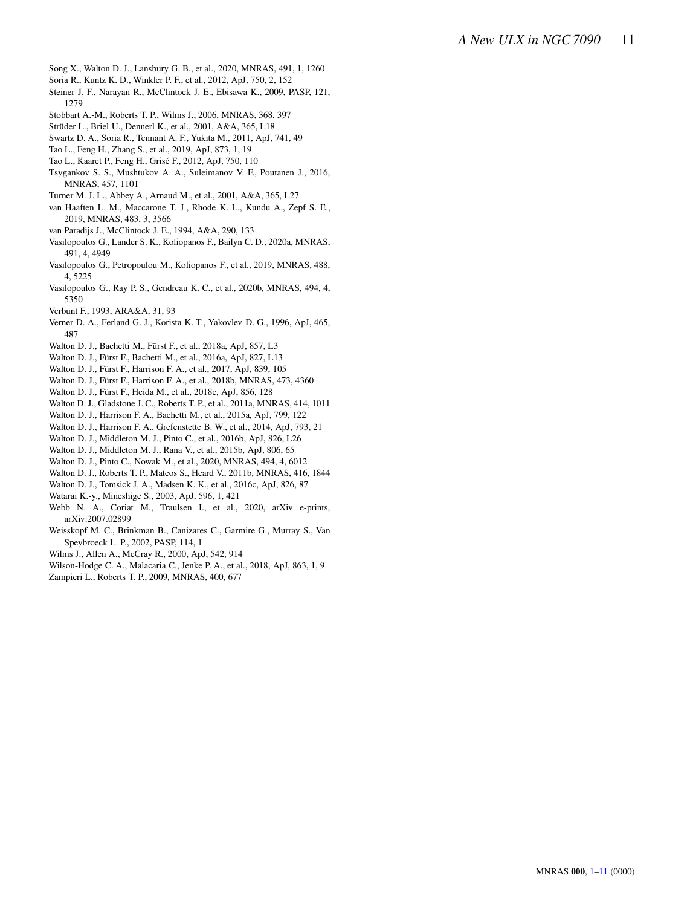Song X., Walton D. J., Lansbury G. B., et al., 2020, MNRAS, 491, 1, 1260

Soria R., Kuntz K. D., Winkler P. F., et al., 2012, ApJ, 750, 2, 152

Steiner J. F., Narayan R., McClintock J. E., Ebisawa K., 2009, PASP, 121, 1279

Stobbart A.-M., Roberts T. P., Wilms J., 2006, MNRAS, 368, 397

Strüder L., Briel U., Dennerl K., et al., 2001, A&A, 365, L18

Swartz D. A., Soria R., Tennant A. F., Yukita M., 2011, ApJ, 741, 49

Tao L., Feng H., Zhang S., et al., 2019, ApJ, 873, 1, 19

Tao L., Kaaret P., Feng H., Grisé F., 2012, ApJ, 750, 110

Tsygankov S. S., Mushtukov A. A., Suleimanov V. F., Poutanen J., 2016, MNRAS, 457, 1101

Turner M. J. L., Abbey A., Arnaud M., et al., 2001, A&A, 365, L27

van Haaften L. M., Maccarone T. J., Rhode K. L., Kundu A., Zepf S. E., 2019, MNRAS, 483, 3, 3566

van Paradijs J., McClintock J. E., 1994, A&A, 290, 133

Vasilopoulos G., Lander S. K., Koliopanos F., Bailyn C. D., 2020a, MNRAS, 491, 4, 4949

Vasilopoulos G., Petropoulou M., Koliopanos F., et al., 2019, MNRAS, 488, 4, 5225

Vasilopoulos G., Ray P. S., Gendreau K. C., et al., 2020b, MNRAS, 494, 4, 5350

Verbunt F., 1993, ARA&A, 31, 93

Verner D. A., Ferland G. J., Korista K. T., Yakovlev D. G., 1996, ApJ, 465, 487

Walton D. J., Bachetti M., Fürst F., et al., 2018a, ApJ, 857, L3

Walton D. J., Fürst F., Bachetti M., et al., 2016a, ApJ, 827, L13

Walton D. J., Fürst F., Harrison F. A., et al., 2017, ApJ, 839, 105

Walton D. J., Fürst F., Harrison F. A., et al., 2018b, MNRAS, 473, 4360

Walton D. J., Fürst F., Heida M., et al., 2018c, ApJ, 856, 128

Walton D. J., Gladstone J. C., Roberts T. P., et al., 2011a, MNRAS, 414, 1011

Walton D. J., Harrison F. A., Bachetti M., et al., 2015a, ApJ, 799, 122

Walton D. J., Harrison F. A., Grefenstette B. W., et al., 2014, ApJ, 793, 21

Walton D. J., Middleton M. J., Pinto C., et al., 2016b, ApJ, 826, L26

Walton D. J., Middleton M. J., Rana V., et al., 2015b, ApJ, 806, 65

Walton D. J., Pinto C., Nowak M., et al., 2020, MNRAS, 494, 4, 6012

Walton D. J., Roberts T. P., Mateos S., Heard V., 2011b, MNRAS, 416, 1844

Walton D. J., Tomsick J. A., Madsen K. K., et al., 2016c, ApJ, 826, 87

Watarai K.-y., Mineshige S., 2003, ApJ, 596, 1, 421

Webb N. A., Coriat M., Traulsen I., et al., 2020, arXiv e-prints, arXiv:2007.02899

Weisskopf M. C., Brinkman B., Canizares C., Garmire G., Murray S., Van Speybroeck L. P., 2002, PASP, 114, 1

Wilms J., Allen A., McCray R., 2000, ApJ, 542, 914

Wilson-Hodge C. A., Malacaria C., Jenke P. A., et al., 2018, ApJ, 863, 1, 9

Zampieri L., Roberts T. P., 2009, MNRAS, 400, 677